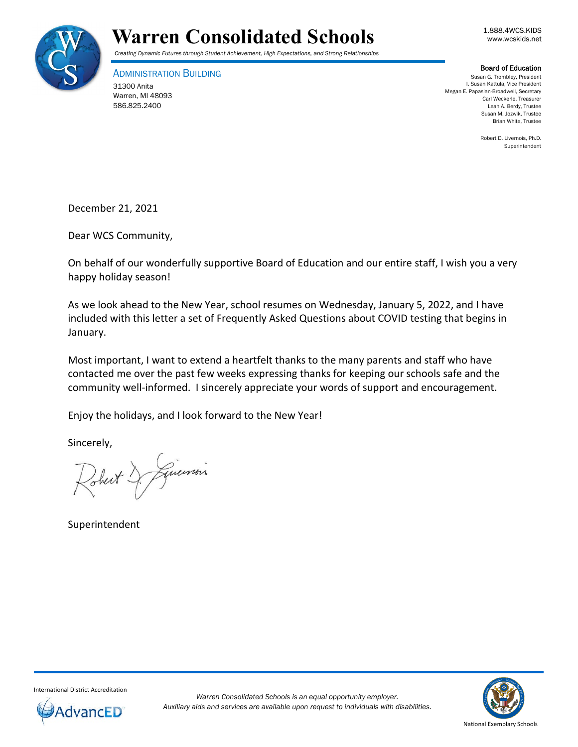# Warren Consolidated Schools

*Creating Dynamic Futures through Student Achievement, High Expectations, and Strong Relationships*

1.888.4WCS.KIDS
www.wcskids.net

ADMINISTRATION BUILDING
31300 Anita
Warren, MI 48093
586.825.2400

**Board of Education**
Susan G. Trombley, President
I. Susan Kattula, Vice President
Megan E. Papasian-Broadwell, Secretary
Carl Weckerle, Treasurer
Leah A. Berdy, Trustee
Susan M. Jozwik, Trustee
Brian White, Trustee

Robert D. Livernois, Ph.D.
Superintendent

December 21, 2021

Dear WCS Community,

On behalf of our wonderfully supportive Board of Education and our entire staff, I wish you a very happy holiday season!

As we look ahead to the New Year, school resumes on Wednesday, January 5, 2022, and I have included with this letter a set of Frequently Asked Questions about COVID testing that begins in January.

Most important, I want to extend a heartfelt thanks to the many parents and staff who have contacted me over the past few weeks expressing thanks for keeping our schools safe and the community well-informed. I sincerely appreciate your words of support and encouragement.

Enjoy the holidays, and I look forward to the New Year!

Sincerely,

Robert D. Livernois

Superintendent

International District Accreditation
AdvancED

*Warren Consolidated Schools is an equal opportunity employer.*
*Auxiliary aids and services are available upon request to individuals with disabilities.*

National Exemplary Schools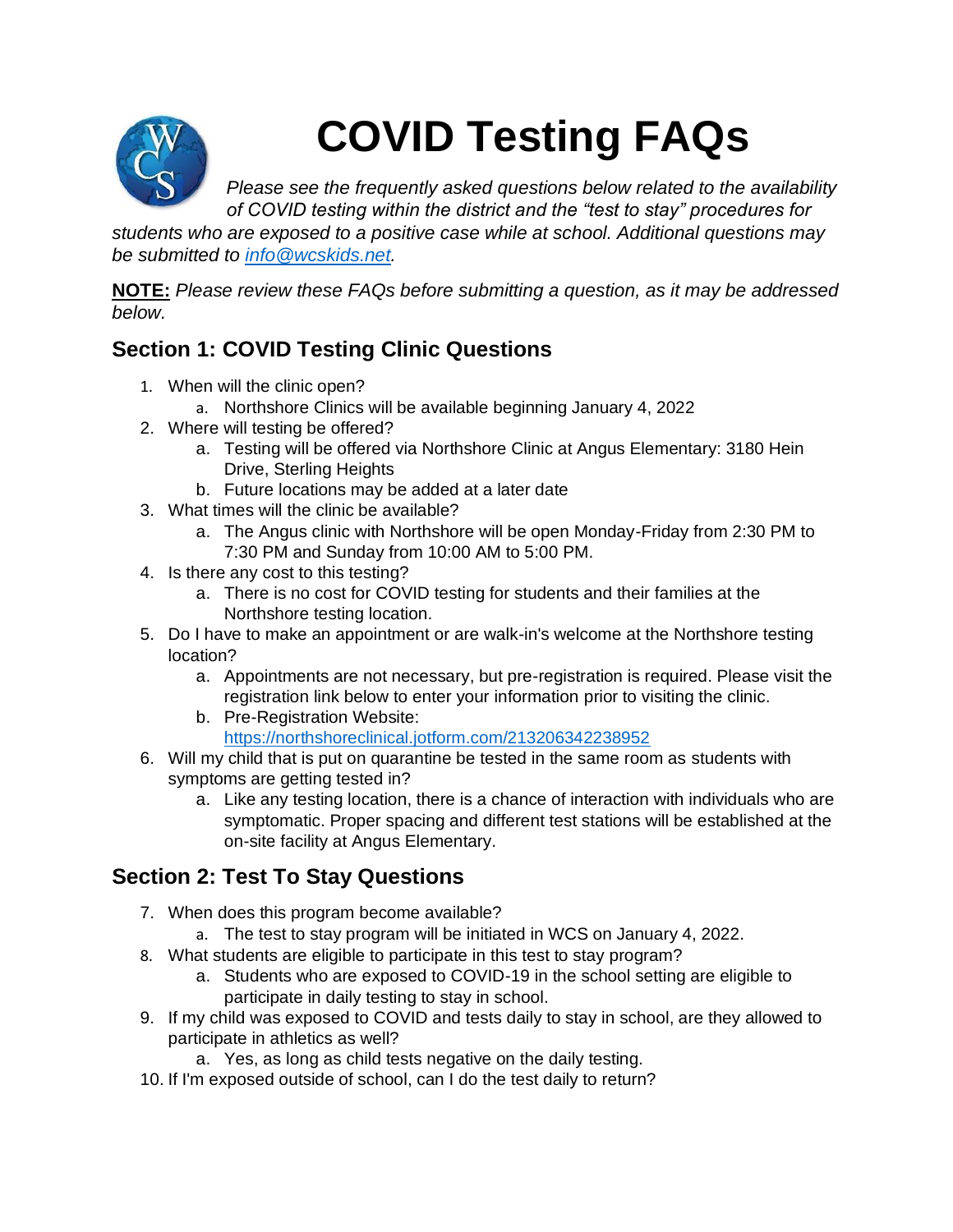# COVID Testing FAQs

*Please see the frequently asked questions below related to the availability of COVID testing within the district and the "test to stay" procedures for students who are exposed to a positive case while at school. Additional questions may be submitted to [info@wcskids.net](mailto:info@wcskids.net).*

**NOTE:** *Please review these FAQs before submitting a question, as it may be addressed below.*

## Section 1: COVID Testing Clinic Questions

1. When will the clinic open?
    a. Northshore Clinics will be available beginning January 4, 2022
2. Where will testing be offered?
    a. Testing will be offered via Northshore Clinic at Angus Elementary: 3180 Hein Drive, Sterling Heights
    b. Future locations may be added at a later date
3. What times will the clinic be available?
    a. The Angus clinic with Northshore will be open Monday-Friday from 2:30 PM to 7:30 PM and Sunday from 10:00 AM to 5:00 PM.
4. Is there any cost to this testing?
    a. There is no cost for COVID testing for students and their families at the Northshore testing location.
5. Do I have to make an appointment or are walk-in's welcome at the Northshore testing location?
    a. Appointments are not necessary, but pre-registration is required. Please visit the registration link below to enter your information prior to visiting the clinic.
    b. Pre-Registration Website: [https://northshoreclinical.jotform.com/213206342238952](https://northshoreclinical.jotform.com/213206342238952)
6. Will my child that is put on quarantine be tested in the same room as students with symptoms are getting tested in?
    a. Like any testing location, there is a chance of interaction with individuals who are symptomatic. Proper spacing and different test stations will be established at the on-site facility at Angus Elementary.

## Section 2: Test To Stay Questions

7. When does this program become available?
    a. The test to stay program will be initiated in WCS on January 4, 2022.
8. What students are eligible to participate in this test to stay program?
    a. Students who are exposed to COVID-19 in the school setting are eligible to participate in daily testing to stay in school.
9. If my child was exposed to COVID and tests daily to stay in school, are they allowed to participate in athletics as well?
    a. Yes, as long as child tests negative on the daily testing.
10. If I'm exposed outside of school, can I do the test daily to return?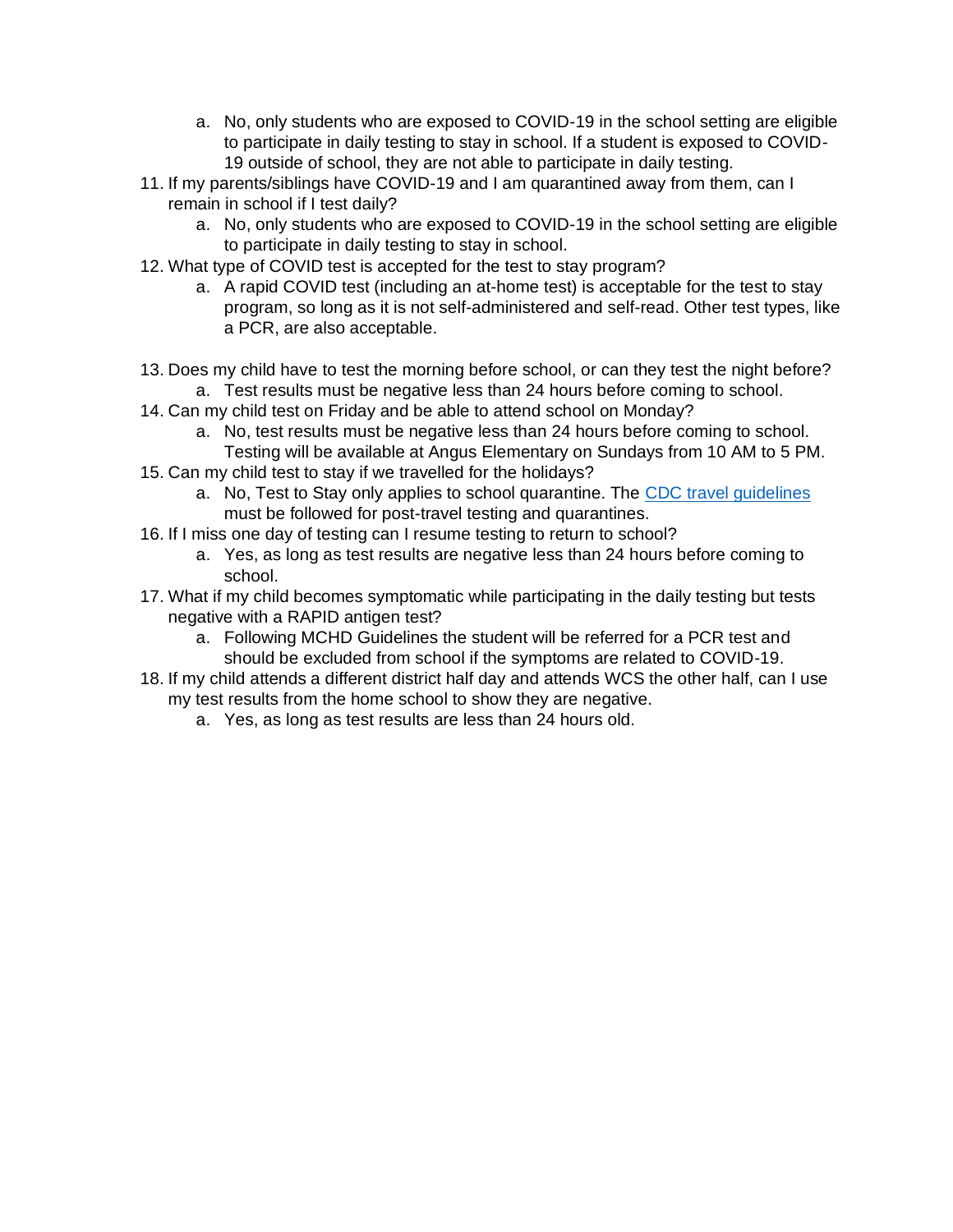a. No, only students who are exposed to COVID-19 in the school setting are eligible to participate in daily testing to stay in school. If a student is exposed to COVID-19 outside of school, they are not able to participate in daily testing.

11. If my parents/siblings have COVID-19 and I am quarantined away from them, can I remain in school if I test daily?
    a. No, only students who are exposed to COVID-19 in the school setting are eligible to participate in daily testing to stay in school.
12. What type of COVID test is accepted for the test to stay program?
    a. A rapid COVID test (including an at-home test) is acceptable for the test to stay program, so long as it is not self-administered and self-read. Other test types, like a PCR, are also acceptable.
13. Does my child have to test the morning before school, or can they test the night before?
    a. Test results must be negative less than 24 hours before coming to school.
14. Can my child test on Friday and be able to attend school on Monday?
    a. No, test results must be negative less than 24 hours before coming to school. Testing will be available at Angus Elementary on Sundays from 10 AM to 5 PM.
15. Can my child test to stay if we travelled for the holidays?
    a. No, Test to Stay only applies to school quarantine. The CDC travel guidelines must be followed for post-travel testing and quarantines.
16. If I miss one day of testing can I resume testing to return to school?
    a. Yes, as long as test results are negative less than 24 hours before coming to school.
17. What if my child becomes symptomatic while participating in the daily testing but tests negative with a RAPID antigen test?
    a. Following MCHD Guidelines the student will be referred for a PCR test and should be excluded from school if the symptoms are related to COVID-19.
18. If my child attends a different district half day and attends WCS the other half, can I use my test results from the home school to show they are negative.
    a. Yes, as long as test results are less than 24 hours old.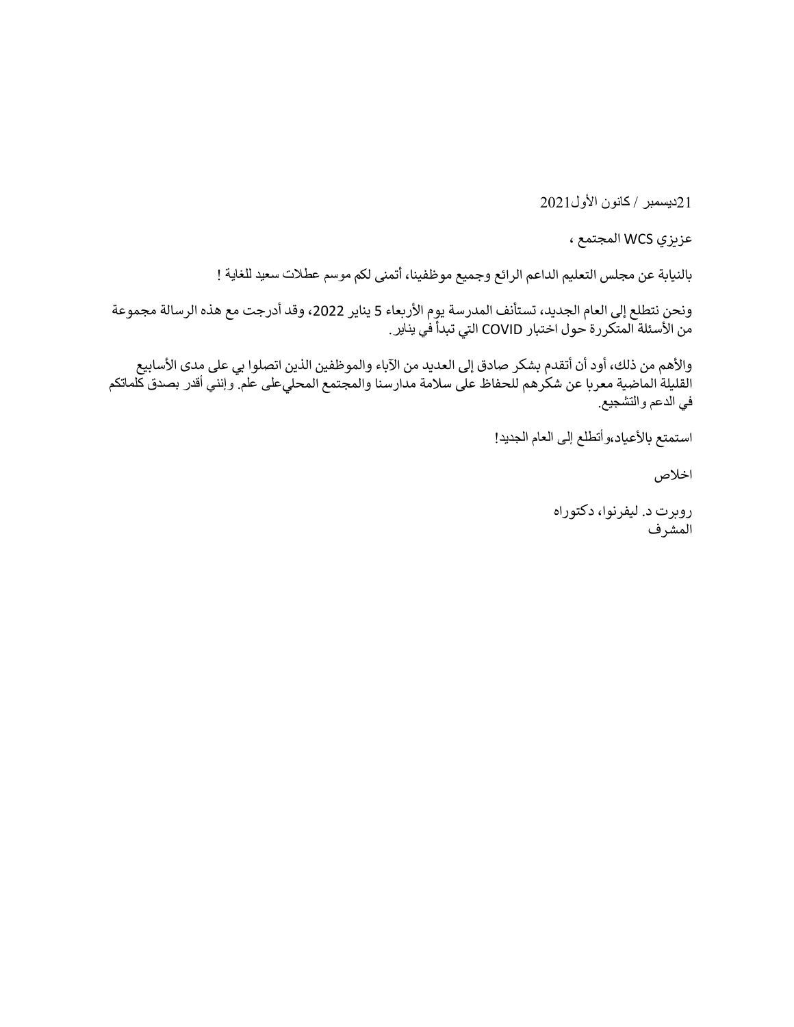21ديسمبر / كانون الأول2021

عزيزي WCS المجتمع ،

بالنيابة عن مجلس التعليم الداعم الرائع وجميع موظفينا، أتمنى لكم موسم عطلات سعيد للغاية !

ونحن نتطلع إلى العام الجديد، تستأنف المدرسة يوم الأربعاء 5 يناير 2022، وقد أدرجت مع هذه الرسالة مجموعة من الأسئلة المتكررة حول اختبار COVID التي تبدأ في يناير.

والأهم من ذلك، أود أن أتقدم بشكر صادق إلى العديد من الآباء والموظفين الذين اتصلوا بي على مدى الأسابيع القليلة الماضية معربا عن شكرهم للحفاظ على سلامة مدارسنا والمجتمع المحليعلى علم. وإنني أقدر بصدق كلماتكم في الدعم والتشجيع.

استمتع بالأعياد،وأتطلع إلى العام الجديد!

اخلاص

روبرت د. ليفرنوا، دكتوراه
المشرف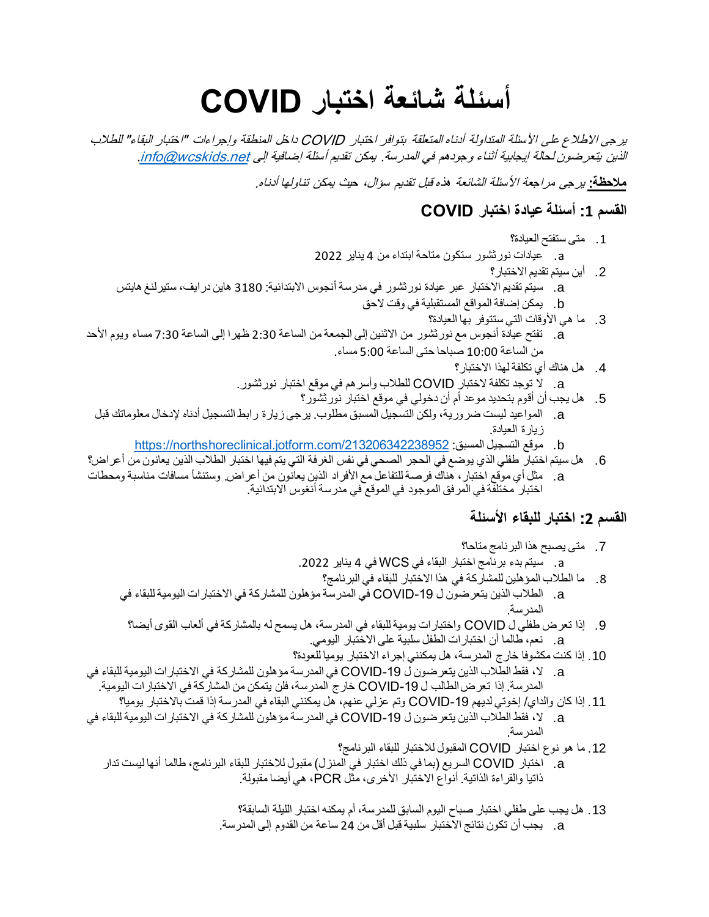# أسئلة شائعة اختبار COVID

*يرجى الاطلاع على الأسئلة المتداولة أدناه المتعلقة بتوافر اختبار COVID داخل المنطقة وإجراءات "اختبار البقاء" للطلاب الذين يتعرضون لحالة إيجابية أثناء وجودهم في المدرسة. يمكن تقديم أسئلة إضافية إلى info@wcskids.net.*

**ملاحظة:** *يرجى مراجعة الأسئلة الشائعة هذه قبل تقديم سؤال، حيث يمكن تناولها أدناه.*

## القسم 1: أسئلة عيادة اختبار COVID

1. متى ستفتح العيادة؟
    a. عيادات نورثشور ستكون متاحة ابتداء من 4 يناير 2022
2. أين سيتم تقديم الاختبار؟
    a. سيتم تقديم الاختبار عبر عيادة نورثشور في مدرسة أنجوس الابتدائية: 3180 هاين درايف، ستيرلنغ هايتس
    b. يمكن إضافة المواقع المستقبلية في وقت لاحق
3. ما هي الأوقات التي ستتوفر بها العيادة؟
    a. تفتح عيادة أنجوس مع نورثشور من الاثنين إلى الجمعة من الساعة 2:30 ظهرا إلى الساعة 7:30 مساء ويوم الأحد من الساعة 10:00 صباحا حتى الساعة 5:00 مساء.
4. هل هناك أي تكلفة لهذا الاختبار؟
    a. لا توجد تكلفة لاختبار COVID للطلاب وأسرهم في موقع اختبار نورثشور.
5. هل يجب أن أقوم بتحديد موعد أم أن دخولي في موقع اختبار نورثشور؟
    a. المواعيد ليست ضرورية، ولكن التسجيل المسبق مطلوب. يرجى زيارة رابط التسجيل أدناه لإدخال معلوماتك قبل زيارة العيادة.
    b. موقع التسجيل المسبق: https://northshoreclinical.jotform.com/213206342238952
6. هل سيتم اختبار طفلي الذي يوضع في الحجر الصحي في نفس الغرفة التي يتم فيها اختبار الطلاب الذين يعانون من أعراض؟
    a. مثل أي موقع اختبار، هناك فرصة للتفاعل مع الأفراد الذين يعانون من أعراض. وستنشأ مسافات مناسبة ومحطات اختبار مختلفة في المرفق الموجود في الموقع في مدرسة أنغوس الابتدائية.

## القسم 2: اختبار للبقاء الأسئلة

7. متى يصبح هذا البرنامج متاحا؟
    a. سيتم بدء برنامج اختبار البقاء في WCS في 4 يناير 2022.
8. ما الطلاب المؤهلين للمشاركة في هذا الاختبار للبقاء في البرنامج؟
    a. الطلاب الذين يتعرضون ل COVID-19 في المدرسة مؤهلون للمشاركة في الاختبارات اليومية للبقاء في المدرسة.
9. إذا تعرض طفلي ل COVID واختبارات يومية للبقاء في المدرسة، هل يسمح له بالمشاركة في ألعاب القوى أيضا؟
    a. نعم، طالما أن اختبارات الطفل سلبية على الاختبار اليومي.
10. إذا كنت مكشوفا خارج المدرسة، هل يمكنني إجراء الاختبار يوميا للعودة؟
    a. لا، فقط الطلاب الذين يتعرضون ل COVID-19 في المدرسة مؤهلون للمشاركة في الاختبارات اليومية للبقاء في المدرسة. إذا تعرض الطالب ل COVID-19 خارج المدرسة، فلن يتمكن من المشاركة في الاختبارات اليومية.
11. إذا كان والداي/ إخوتي لديهم COVID-19 وتم عزلي عنهم، هل يمكنني البقاء في المدرسة إذا قمت بالاختبار يوميا؟
    a. لا، فقط الطلاب الذين يتعرضون ل COVID-19 في المدرسة مؤهلون للمشاركة في الاختبارات اليومية للبقاء في المدرسة.
12. ما هو نوع اختبار COVID المقبول للاختبار للبقاء البرنامج؟
    a. اختبار COVID السريع (بما في ذلك اختبار في المنزل) مقبول للاختبار للبقاء البرنامج، طالما أنها ليست تدار ذاتيا والقراءة الذاتية. أنواع الاختبار الأخرى، مثل PCR، هي أيضا مقبولة.
13. هل يجب على طفلي اختبار صباح اليوم السابق للمدرسة، أم يمكنه اختبار الليلة السابقة؟
    a. يجب أن تكون نتائج الاختبار سلبية قبل أقل من 24 ساعة من القدوم إلى المدرسة.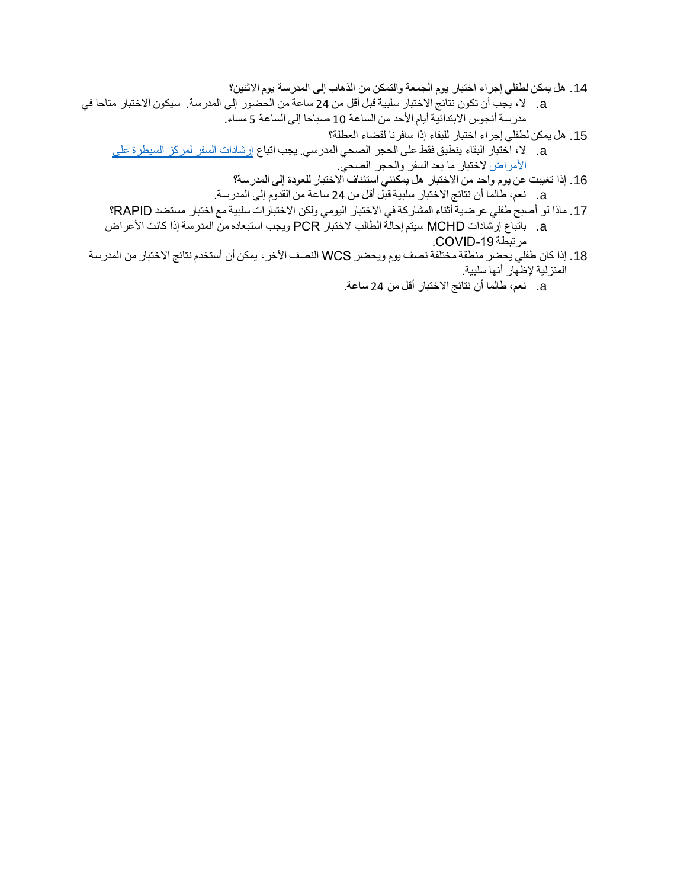14. هل يمكن لطفلي إجراء اختبار يوم الجمعة والتمكن من الذهاب إلى المدرسة يوم الاثنين؟
    a. لا، يجب أن تكون نتائج الاختبار سلبية قبل أقل من 24 ساعة من الحضور إلى المدرسة. سيكون الاختبار متاحا في مدرسة أنجوس الابتدائية أيام الأحد من الساعة 10 صباحا إلى الساعة 5 مساء.
15. هل يمكن لطفلي إجراء اختبار للبقاء إذا سافرنا لقضاء العطلة؟
    a. لا، اختبار البقاء ينطبق فقط على الحجر الصحي المدرسي. يجب اتباع [إرشادات السفر لمركز السيطرة على الأمراض]() لاختبار ما بعد السفر والحجر الصحي.
16. إذا تغيبت عن يوم واحد من الاختبار هل يمكنني استئناف الاختبار للعودة إلى المدرسة؟
    a. نعم، طالما أن نتائج الاختبار سلبية قبل أقل من 24 ساعة من القدوم إلى المدرسة.
17. ماذا لو أصبح طفلي عرضية أثناء المشاركة في الاختبار اليومي ولكن الاختبارات سلبية مع اختبار مستضد RAPID؟
    a. باتباع إرشادات MCHD سيتم إحالة الطالب لاختبار PCR ويجب استبعاده من المدرسة إذا كانت الأعراض مرتبطة COVID-19.
18. إذا كان طفلي يحضر منطقة مختلفة نصف يوم ويحضر WCS النصف الآخر، يمكن أن أستخدم نتائج الاختبار من المدرسة المنزلية لإظهار أنها سلبية.
    a. نعم، طالما أن نتائج الاختبار أقل من 24 ساعة.